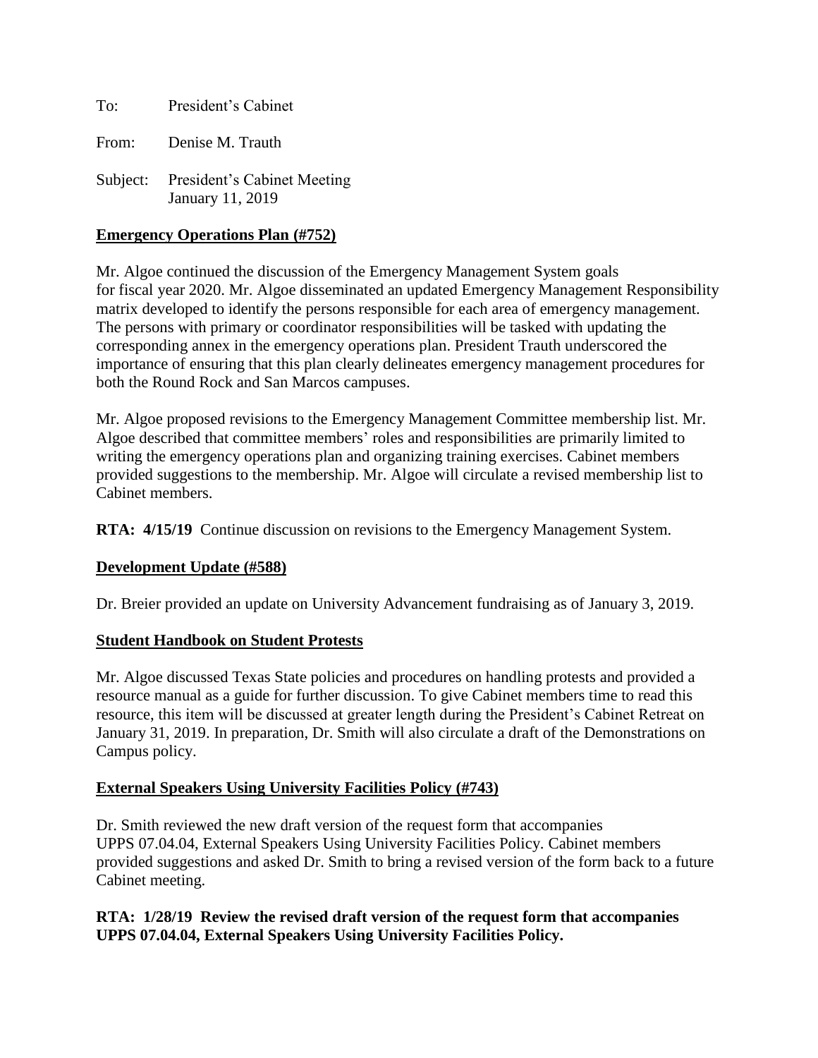To: President's Cabinet

From: Denise M. Trauth

Subject: President's Cabinet Meeting
January 11, 2019

**Emergency Operations Plan (#752)**

Mr. Algoe continued the discussion of the Emergency Management System goals for fiscal year 2020. Mr. Algoe disseminated an updated Emergency Management Responsibility matrix developed to identify the persons responsible for each area of emergency management. The persons with primary or coordinator responsibilities will be tasked with updating the corresponding annex in the emergency operations plan. President Trauth underscored the importance of ensuring that this plan clearly delineates emergency management procedures for both the Round Rock and San Marcos campuses.

Mr. Algoe proposed revisions to the Emergency Management Committee membership list. Mr. Algoe described that committee members' roles and responsibilities are primarily limited to writing the emergency operations plan and organizing training exercises. Cabinet members provided suggestions to the membership. Mr. Algoe will circulate a revised membership list to Cabinet members.

**RTA: 4/15/19** Continue discussion on revisions to the Emergency Management System.

**Development Update (#588)**

Dr. Breier provided an update on University Advancement fundraising as of January 3, 2019.

**Student Handbook on Student Protests**

Mr. Algoe discussed Texas State policies and procedures on handling protests and provided a resource manual as a guide for further discussion. To give Cabinet members time to read this resource, this item will be discussed at greater length during the President's Cabinet Retreat on January 31, 2019. In preparation, Dr. Smith will also circulate a draft of the Demonstrations on Campus policy.

**External Speakers Using University Facilities Policy (#743)**

Dr. Smith reviewed the new draft version of the request form that accompanies UPPS 07.04.04, External Speakers Using University Facilities Policy. Cabinet members provided suggestions and asked Dr. Smith to bring a revised version of the form back to a future Cabinet meeting.

**RTA: 1/28/19 Review the revised draft version of the request form that accompanies UPPS 07.04.04, External Speakers Using University Facilities Policy.**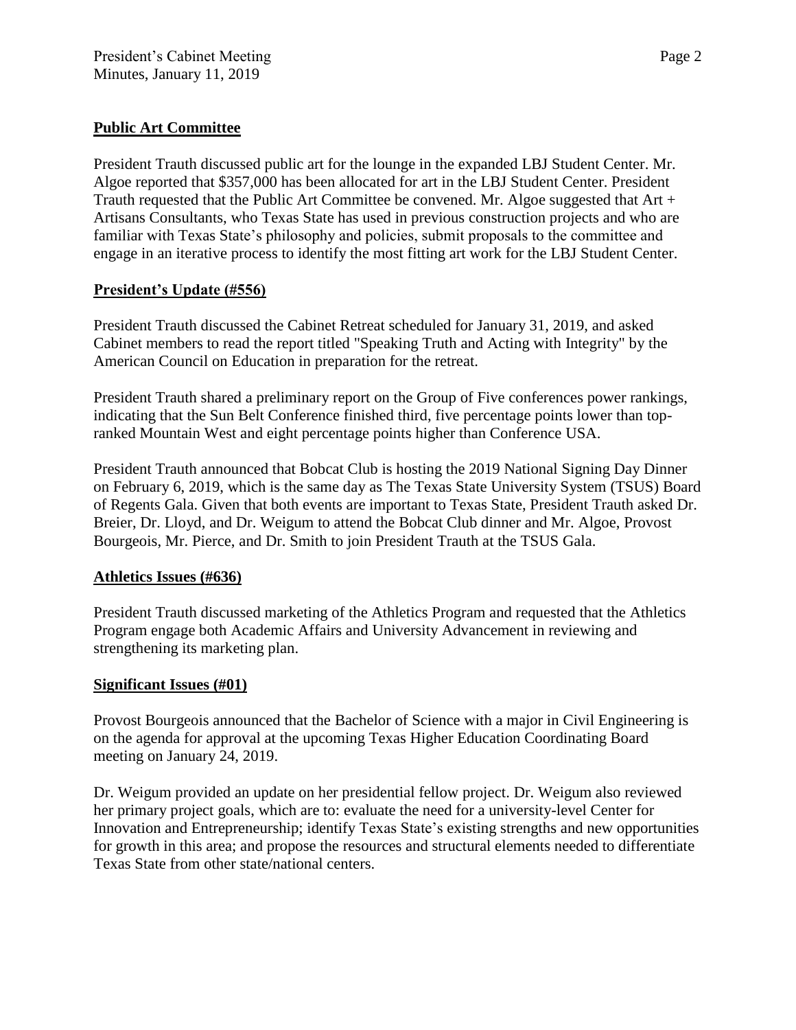## **Public Art Committee**

President Trauth discussed public art for the lounge in the expanded LBJ Student Center. Mr. Algoe reported that $357,000 has been allocated for art in the LBJ Student Center. President Trauth requested that the Public Art Committee be convened. Mr. Algoe suggested that Art + Artisans Consultants, who Texas State has used in previous construction projects and who are familiar with Texas State's philosophy and policies, submit proposals to the committee and engage in an iterative process to identify the most fitting art work for the LBJ Student Center.

## **President's Update (#556)**

President Trauth discussed the Cabinet Retreat scheduled for January 31, 2019, and asked Cabinet members to read the report titled "Speaking Truth and Acting with Integrity" by the American Council on Education in preparation for the retreat.

President Trauth shared a preliminary report on the Group of Five conferences power rankings, indicating that the Sun Belt Conference finished third, five percentage points lower than top-ranked Mountain West and eight percentage points higher than Conference USA.

President Trauth announced that Bobcat Club is hosting the 2019 National Signing Day Dinner on February 6, 2019, which is the same day as The Texas State University System (TSUS) Board of Regents Gala. Given that both events are important to Texas State, President Trauth asked Dr. Breier, Dr. Lloyd, and Dr. Weigum to attend the Bobcat Club dinner and Mr. Algoe, Provost Bourgeois, Mr. Pierce, and Dr. Smith to join President Trauth at the TSUS Gala.

## **Athletics Issues (#636)**

President Trauth discussed marketing of the Athletics Program and requested that the Athletics Program engage both Academic Affairs and University Advancement in reviewing and strengthening its marketing plan.

## **Significant Issues (#01)**

Provost Bourgeois announced that the Bachelor of Science with a major in Civil Engineering is on the agenda for approval at the upcoming Texas Higher Education Coordinating Board meeting on January 24, 2019.

Dr. Weigum provided an update on her presidential fellow project. Dr. Weigum also reviewed her primary project goals, which are to: evaluate the need for a university-level Center for Innovation and Entrepreneurship; identify Texas State's existing strengths and new opportunities for growth in this area; and propose the resources and structural elements needed to differentiate Texas State from other state/national centers.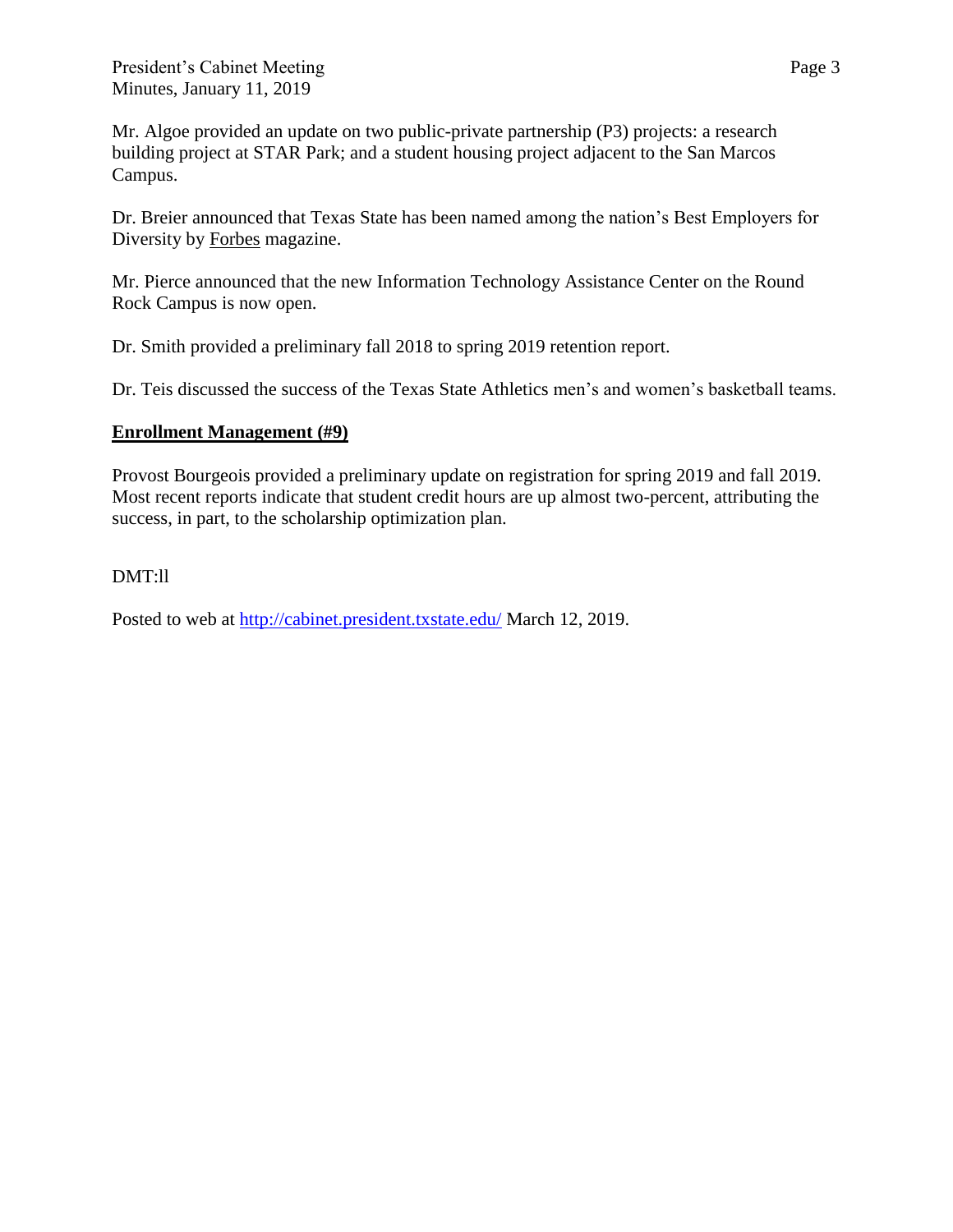Mr. Algoe provided an update on two public-private partnership (P3) projects: a research building project at STAR Park; and a student housing project adjacent to the San Marcos Campus.

Dr. Breier announced that Texas State has been named among the nation's Best Employers for Diversity by Forbes magazine.

Mr. Pierce announced that the new Information Technology Assistance Center on the Round Rock Campus is now open.

Dr. Smith provided a preliminary fall 2018 to spring 2019 retention report.

Dr. Teis discussed the success of the Texas State Athletics men's and women's basketball teams.

**Enrollment Management (#9)**

Provost Bourgeois provided a preliminary update on registration for spring 2019 and fall 2019. Most recent reports indicate that student credit hours are up almost two-percent, attributing the success, in part, to the scholarship optimization plan.

DMT:ll

Posted to web at [http://cabinet.president.txstate.edu/](http://cabinet.president.txstate.edu/) March 12, 2019.